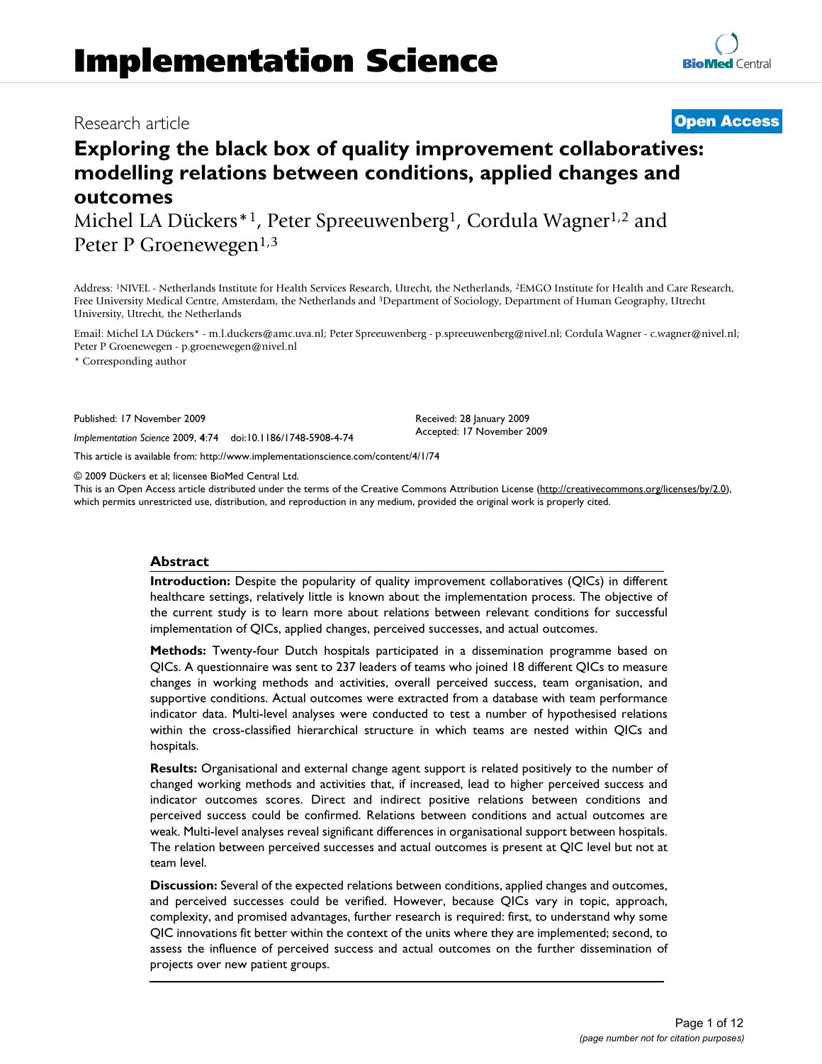Research article

**Open Access**

# Exploring the black box of quality improvement collaboratives: modelling relations between conditions, applied changes and outcomes

Michel LA Dückers*[1], Peter Spreeuwenberg[1], Cordula Wagner[1,2] and Peter P Groenewegen[1,3]

Address: [1]NIVEL - Netherlands Institute for Health Services Research, Utrecht, the Netherlands, [2]EMGO Institute for Health and Care Research, Free University Medical Centre, Amsterdam, the Netherlands and [3]Department of Sociology, Department of Human Geography, Utrecht University, Utrecht, the Netherlands

Email: Michel LA Dückers* - m.l.duckers@amc.uva.nl; Peter Spreeuwenberg - p.spreeuwenberg@nivel.nl; Cordula Wagner - c.wagner@nivel.nl; Peter P Groenewegen - p.groenewegen@nivel.nl

\* Corresponding author

Published: 17 November 2009

*Implementation Science* 2009, **4**:74 doi:10.1186/1748-5908-4-74

Received: 28 January 2009
Accepted: 17 November 2009

This article is available from: http://www.implementationscience.com/content/4/1/74

© 2009 Dückers et al; licensee BioMed Central Ltd.
This is an Open Access article distributed under the terms of the Creative Commons Attribution License (http://creativecommons.org/licenses/by/2.0), which permits unrestricted use, distribution, and reproduction in any medium, provided the original work is properly cited.

## Abstract

**Introduction:** Despite the popularity of quality improvement collaboratives (QICs) in different healthcare settings, relatively little is known about the implementation process. The objective of the current study is to learn more about relations between relevant conditions for successful implementation of QICs, applied changes, perceived successes, and actual outcomes.

**Methods:** Twenty-four Dutch hospitals participated in a dissemination programme based on QICs. A questionnaire was sent to 237 leaders of teams who joined 18 different QICs to measure changes in working methods and activities, overall perceived success, team organisation, and supportive conditions. Actual outcomes were extracted from a database with team performance indicator data. Multi-level analyses were conducted to test a number of hypothesised relations within the cross-classified hierarchical structure in which teams are nested within QICs and hospitals.

**Results:** Organisational and external change agent support is related positively to the number of changed working methods and activities that, if increased, lead to higher perceived success and indicator outcomes scores. Direct and indirect positive relations between conditions and perceived success could be confirmed. Relations between conditions and actual outcomes are weak. Multi-level analyses reveal significant differences in organisational support between hospitals. The relation between perceived successes and actual outcomes is present at QIC level but not at team level.

**Discussion:** Several of the expected relations between conditions, applied changes and outcomes, and perceived successes could be verified. However, because QICs vary in topic, approach, complexity, and promised advantages, further research is required: first, to understand why some QIC innovations fit better within the context of the units where they are implemented; second, to assess the influence of perceived success and actual outcomes on the further dissemination of projects over new patient groups.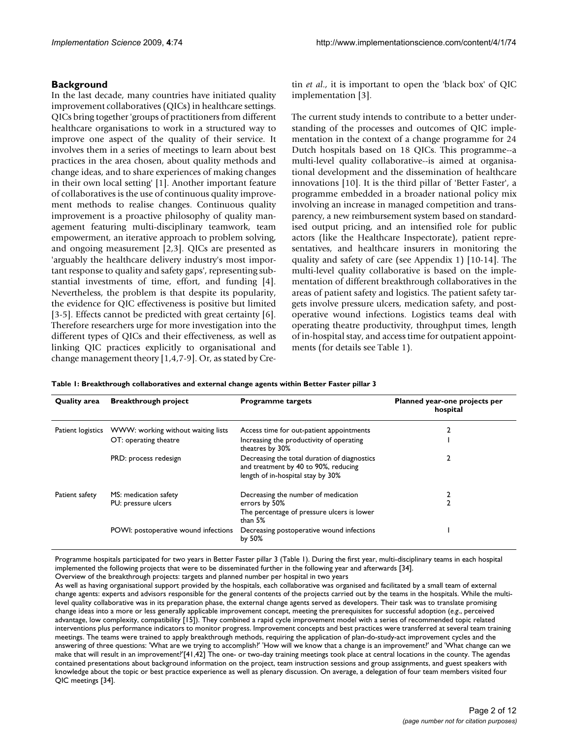## Background

In the last decade, many countries have initiated quality improvement collaboratives (QICs) in healthcare settings. QICs bring together 'groups of practitioners from different healthcare organisations to work in a structured way to improve one aspect of the quality of their service. It involves them in a series of meetings to learn about best practices in the area chosen, about quality methods and change ideas, and to share experiences of making changes in their own local setting' [1]. Another important feature of collaboratives is the use of continuous quality improvement methods to realise changes. Continuous quality improvement is a proactive philosophy of quality management featuring multi-disciplinary teamwork, team empowerment, an iterative approach to problem solving, and ongoing measurement [2,3]. QICs are presented as 'arguably the healthcare delivery industry's most important response to quality and safety gaps', representing substantial investments of time, effort, and funding [4]. Nevertheless, the problem is that despite its popularity, the evidence for QIC effectiveness is positive but limited [3-5]. Effects cannot be predicted with great certainty [6]. Therefore researchers urge for more investigation into the different types of QICs and their effectiveness, as well as linking QIC practices explicitly to organisational and change management theory [1,4,7-9]. Or, as stated by Cretin *et al*., it is important to open the 'black box' of QIC implementation [3].

The current study intends to contribute to a better understanding of the processes and outcomes of QIC implementation in the context of a change programme for 24 Dutch hospitals based on 18 QICs. This programme--a multi-level quality collaborative--is aimed at organisational development and the dissemination of healthcare innovations [10]. It is the third pillar of 'Better Faster', a programme embedded in a broader national policy mix involving an increase in managed competition and transparency, a new reimbursement system based on standardised output pricing, and an intensified role for public actors (like the Healthcare Inspectorate), patient representatives, and healthcare insurers in monitoring the quality and safety of care (see Appendix 1) [10-14]. The multi-level quality collaborative is based on the implementation of different breakthrough collaboratives in the areas of patient safety and logistics. The patient safety targets involve pressure ulcers, medication safety, and postoperative wound infections. Logistics teams deal with operating theatre productivity, throughput times, length of in-hospital stay, and access time for outpatient appointments (for details see Table 1).

**Table 1: Breakthrough collaboratives and external change agents within Better Faster pillar 3**

| Quality area | Breakthrough project | Programme targets | Planned year-one projects per hospital |
|---|---|---|---|
| Patient logistics | WWW: working without waiting lists | Access time for out-patient appointments | 2 |
| | OT: operating theatre | Increasing the productivity of operating theatres by 30% | 1 |
| | PRD: process redesign | Decreasing the total duration of diagnostics and treatment by 40 to 90%, reducing length of in-hospital stay by 30% | 2 |
| Patient safety | MS: medication safety | Decreasing the number of medication errors by 50% | 2 |
| | PU: pressure ulcers | The percentage of pressure ulcers is lower than 5% | 2 |
| | POWI: postoperative wound infections | Decreasing postoperative wound infections by 50% | 1 |

Programme hospitals participated for two years in Better Faster pillar 3 (Table 1). During the first year, multi-disciplinary teams in each hospital implemented the following projects that were to be disseminated further in the following year and afterwards [34].

Overview of the breakthrough projects: targets and planned number per hospital in two years

As well as having organisational support provided by the hospitals, each collaborative was organised and facilitated by a small team of external change agents: experts and advisors responsible for the general contents of the projects carried out by the teams in the hospitals. While the multi-level quality collaborative was in its preparation phase, the external change agents served as developers. Their task was to translate promising change ideas into a more or less generally applicable improvement concept, meeting the prerequisites for successful adoption (*e.g*., perceived advantage, low complexity, compatibility [15]). They combined a rapid cycle improvement model with a series of recommended topic related interventions plus performance indicators to monitor progress. Improvement concepts and best practices were transferred at several team training meetings. The teams were trained to apply breakthrough methods, requiring the application of plan-do-study-act improvement cycles and the answering of three questions: 'What are we trying to accomplish?' 'How will we know that a change is an improvement?' and 'What change can we make that will result in an improvement?'[41,42] The one- or two-day training meetings took place at central locations in the county. The agendas contained presentations about background information on the project, team instruction sessions and group assignments, and guest speakers with knowledge about the topic or best practice experience as well as plenary discussion. On average, a delegation of four team members visited four QIC meetings [34].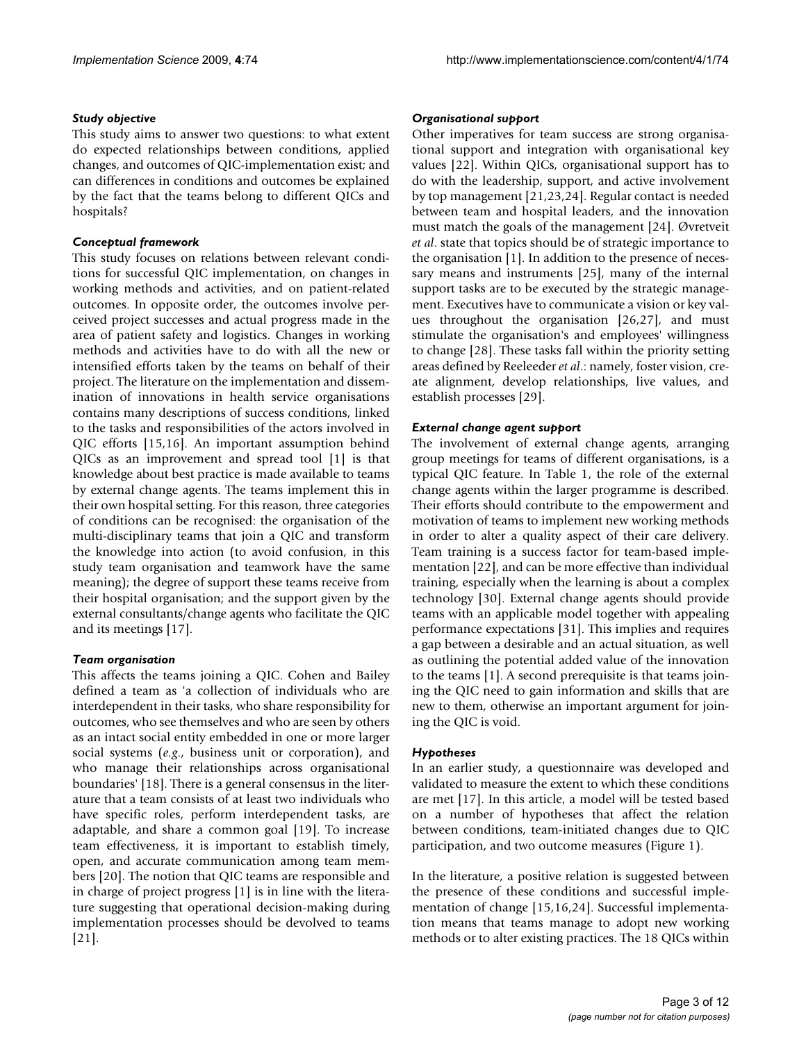### *Study objective*

This study aims to answer two questions: to what extent do expected relationships between conditions, applied changes, and outcomes of QIC-implementation exist; and can differences in conditions and outcomes be explained by the fact that the teams belong to different QICs and hospitals?

### *Conceptual framework*

This study focuses on relations between relevant conditions for successful QIC implementation, on changes in working methods and activities, and on patient-related outcomes. In opposite order, the outcomes involve perceived project successes and actual progress made in the area of patient safety and logistics. Changes in working methods and activities have to do with all the new or intensified efforts taken by the teams on behalf of their project. The literature on the implementation and dissemination of innovations in health service organisations contains many descriptions of success conditions, linked to the tasks and responsibilities of the actors involved in QIC efforts [15,16]. An important assumption behind QICs as an improvement and spread tool [1] is that knowledge about best practice is made available to teams by external change agents. The teams implement this in their own hospital setting. For this reason, three categories of conditions can be recognised: the organisation of the multi-disciplinary teams that join a QIC and transform the knowledge into action (to avoid confusion, in this study team organisation and teamwork have the same meaning); the degree of support these teams receive from their hospital organisation; and the support given by the external consultants/change agents who facilitate the QIC and its meetings [17].

### *Team organisation*

This affects the teams joining a QIC. Cohen and Bailey defined a team as 'a collection of individuals who are interdependent in their tasks, who share responsibility for outcomes, who see themselves and who are seen by others as an intact social entity embedded in one or more larger social systems (*e.g*., business unit or corporation), and who manage their relationships across organisational boundaries' [18]. There is a general consensus in the literature that a team consists of at least two individuals who have specific roles, perform interdependent tasks, are adaptable, and share a common goal [19]. To increase team effectiveness, it is important to establish timely, open, and accurate communication among team members [20]. The notion that QIC teams are responsible and in charge of project progress [1] is in line with the literature suggesting that operational decision-making during implementation processes should be devolved to teams [21].

### *Organisational support*

Other imperatives for team success are strong organisational support and integration with organisational key values [22]. Within QICs, organisational support has to do with the leadership, support, and active involvement by top management [21,23,24]. Regular contact is needed between team and hospital leaders, and the innovation must match the goals of the management [24]. Øvretveit *et al*. state that topics should be of strategic importance to the organisation [1]. In addition to the presence of necessary means and instruments [25], many of the internal support tasks are to be executed by the strategic management. Executives have to communicate a vision or key values throughout the organisation [26,27], and must stimulate the organisation's and employees' willingness to change [28]. These tasks fall within the priority setting areas defined by Reeleeder *et al*.: namely, foster vision, create alignment, develop relationships, live values, and establish processes [29].

### *External change agent support*

The involvement of external change agents, arranging group meetings for teams of different organisations, is a typical QIC feature. In Table 1, the role of the external change agents within the larger programme is described. Their efforts should contribute to the empowerment and motivation of teams to implement new working methods in order to alter a quality aspect of their care delivery. Team training is a success factor for team-based implementation [22], and can be more effective than individual training, especially when the learning is about a complex technology [30]. External change agents should provide teams with an applicable model together with appealing performance expectations [31]. This implies and requires a gap between a desirable and an actual situation, as well as outlining the potential added value of the innovation to the teams [1]. A second prerequisite is that teams joining the QIC need to gain information and skills that are new to them, otherwise an important argument for joining the QIC is void.

### *Hypotheses*

In an earlier study, a questionnaire was developed and validated to measure the extent to which these conditions are met [17]. In this article, a model will be tested based on a number of hypotheses that affect the relation between conditions, team-initiated changes due to QIC participation, and two outcome measures (Figure 1).

In the literature, a positive relation is suggested between the presence of these conditions and successful implementation of change [15,16,24]. Successful implementation means that teams manage to adopt new working methods or to alter existing practices. The 18 QICs within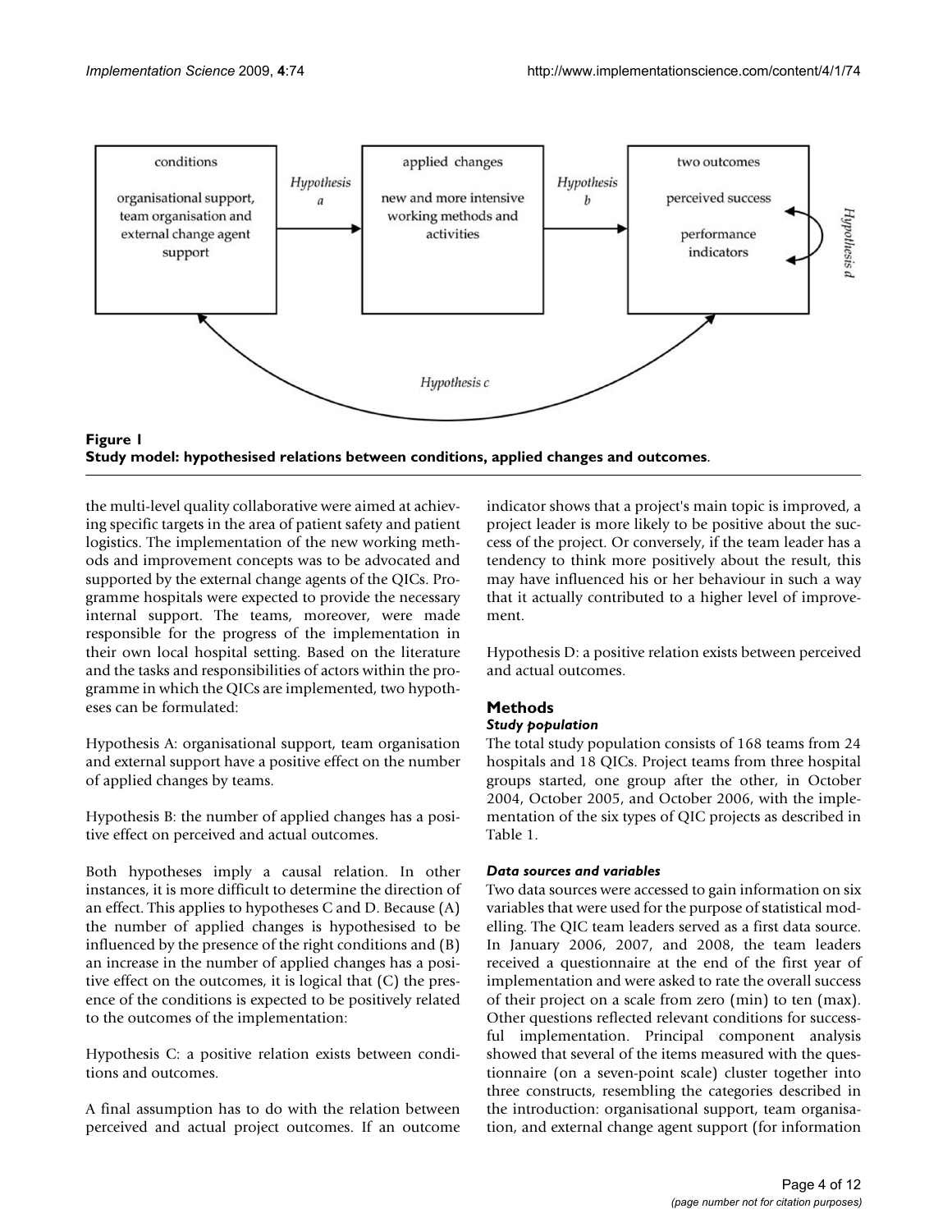conditions

organisational support, team organisation and external change agent support

Hypothesis a

applied changes

new and more intensive working methods and activities

Hypothesis b

two outcomes

perceived success

performance indicators

Hypothesis d

Hypothesis c

**Figure 1**
**Study model: hypothesised relations between conditions, applied changes and outcomes.**

the multi-level quality collaborative were aimed at achieving specific targets in the area of patient safety and patient logistics. The implementation of the new working methods and improvement concepts was to be advocated and supported by the external change agents of the QICs. Programme hospitals were expected to provide the necessary internal support. The teams, moreover, were made responsible for the progress of the implementation in their own local hospital setting. Based on the literature and the tasks and responsibilities of actors within the programme in which the QICs are implemented, two hypotheses can be formulated:

Hypothesis A: organisational support, team organisation and external support have a positive effect on the number of applied changes by teams.

Hypothesis B: the number of applied changes has a positive effect on perceived and actual outcomes.

Both hypotheses imply a causal relation. In other instances, it is more difficult to determine the direction of an effect. This applies to hypotheses C and D. Because (A) the number of applied changes is hypothesised to be influenced by the presence of the right conditions and (B) an increase in the number of applied changes has a positive effect on the outcomes, it is logical that (C) the presence of the conditions is expected to be positively related to the outcomes of the implementation:

Hypothesis C: a positive relation exists between conditions and outcomes.

A final assumption has to do with the relation between perceived and actual project outcomes. If an outcome indicator shows that a project's main topic is improved, a project leader is more likely to be positive about the success of the project. Or conversely, if the team leader has a tendency to think more positively about the result, this may have influenced his or her behaviour in such a way that it actually contributed to a higher level of improvement.

Hypothesis D: a positive relation exists between perceived and actual outcomes.

## Methods

### *Study population*

The total study population consists of 168 teams from 24 hospitals and 18 QICs. Project teams from three hospital groups started, one group after the other, in October 2004, October 2005, and October 2006, with the implementation of the six types of QIC projects as described in Table 1.

### *Data sources and variables*

Two data sources were accessed to gain information on six variables that were used for the purpose of statistical modelling. The QIC team leaders served as a first data source. In January 2006, 2007, and 2008, the team leaders received a questionnaire at the end of the first year of implementation and were asked to rate the overall success of their project on a scale from zero (min) to ten (max). Other questions reflected relevant conditions for successful implementation. Principal component analysis showed that several of the items measured with the questionnaire (on a seven-point scale) cluster together into three constructs, resembling the categories described in the introduction: organisational support, team organisation, and external change agent support (for information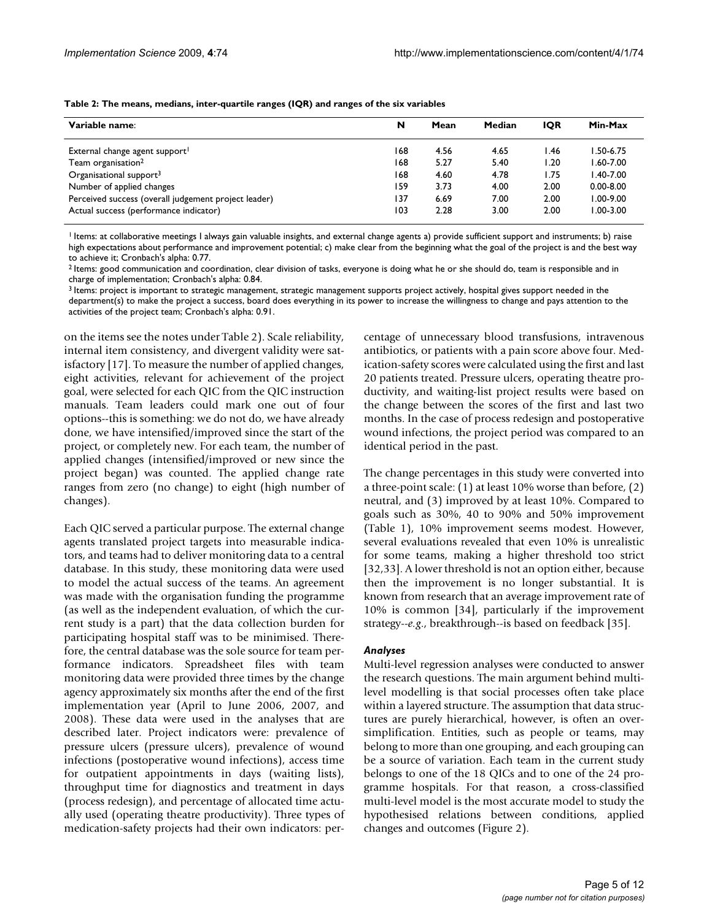**Table 2: The means, medians, inter-quartile ranges (IQR) and ranges of the six variables**

| Variable name: | N | Mean | Median | IQR | Min-Max |
|---|---|---|---|---|---|
| External change agent support[1] | 168 | 4.56 | 4.65 | 1.46 | 1.50-6.75 |
| Team organisation[2] | 168 | 5.27 | 5.40 | 1.20 | 1.60-7.00 |
| Organisational support[3] | 168 | 4.60 | 4.78 | 1.75 | 1.40-7.00 |
| Number of applied changes | 159 | 3.73 | 4.00 | 2.00 | 0.00-8.00 |
| Perceived success (overall judgement project leader) | 137 | 6.69 | 7.00 | 2.00 | 1.00-9.00 |
| Actual success (performance indicator) | 103 | 2.28 | 3.00 | 2.00 | 1.00-3.00 |

[1] Items: at collaborative meetings I always gain valuable insights, and external change agents a) provide sufficient support and instruments; b) raise high expectations about performance and improvement potential; c) make clear from the beginning what the goal of the project is and the best way to achieve it; Cronbach's alpha: 0.77.

[2] Items: good communication and coordination, clear division of tasks, everyone is doing what he or she should do, team is responsible and in charge of implementation; Cronbach's alpha: 0.84.

[3] Items: project is important to strategic management, strategic management supports project actively, hospital gives support needed in the department(s) to make the project a success, board does everything in its power to increase the willingness to change and pays attention to the activities of the project team; Cronbach's alpha: 0.91.

on the items see the notes under Table 2). Scale reliability, internal item consistency, and divergent validity were satisfactory [17]. To measure the number of applied changes, eight activities, relevant for achievement of the project goal, were selected for each QIC from the QIC instruction manuals. Team leaders could mark one out of four options--this is something: we do not do, we have already done, we have intensified/improved since the start of the project, or completely new. For each team, the number of applied changes (intensified/improved or new since the project began) was counted. The applied change rate ranges from zero (no change) to eight (high number of changes).

Each QIC served a particular purpose. The external change agents translated project targets into measurable indicators, and teams had to deliver monitoring data to a central database. In this study, these monitoring data were used to model the actual success of the teams. An agreement was made with the organisation funding the programme (as well as the independent evaluation, of which the current study is a part) that the data collection burden for participating hospital staff was to be minimised. Therefore, the central database was the sole source for team performance indicators. Spreadsheet files with team monitoring data were provided three times by the change agency approximately six months after the end of the first implementation year (April to June 2006, 2007, and 2008). These data were used in the analyses that are described later. Project indicators were: prevalence of pressure ulcers (pressure ulcers), prevalence of wound infections (postoperative wound infections), access time for outpatient appointments in days (waiting lists), throughput time for diagnostics and treatment in days (process redesign), and percentage of allocated time actually used (operating theatre productivity). Three types of medication-safety projects had their own indicators: percentage of unnecessary blood transfusions, intravenous antibiotics, or patients with a pain score above four. Medication-safety scores were calculated using the first and last 20 patients treated. Pressure ulcers, operating theatre productivity, and waiting-list project results were based on the change between the scores of the first and last two months. In the case of process redesign and postoperative wound infections, the project period was compared to an identical period in the past.

The change percentages in this study were converted into a three-point scale: (1) at least 10% worse than before, (2) neutral, and (3) improved by at least 10%. Compared to goals such as 30%, 40 to 90% and 50% improvement (Table 1), 10% improvement seems modest. However, several evaluations revealed that even 10% is unrealistic for some teams, making a higher threshold too strict [32,33]. A lower threshold is not an option either, because then the improvement is no longer substantial. It is known from research that an average improvement rate of 10% is common [34], particularly if the improvement strategy--*e.g.*, breakthrough--is based on feedback [35].

### *Analyses*

Multi-level regression analyses were conducted to answer the research questions. The main argument behind multi-level modelling is that social processes often take place within a layered structure. The assumption that data structures are purely hierarchical, however, is often an oversimplification. Entities, such as people or teams, may belong to more than one grouping, and each grouping can be a source of variation. Each team in the current study belongs to one of the 18 QICs and to one of the 24 programme hospitals. For that reason, a cross-classified multi-level model is the most accurate model to study the hypothesised relations between conditions, applied changes and outcomes (Figure 2).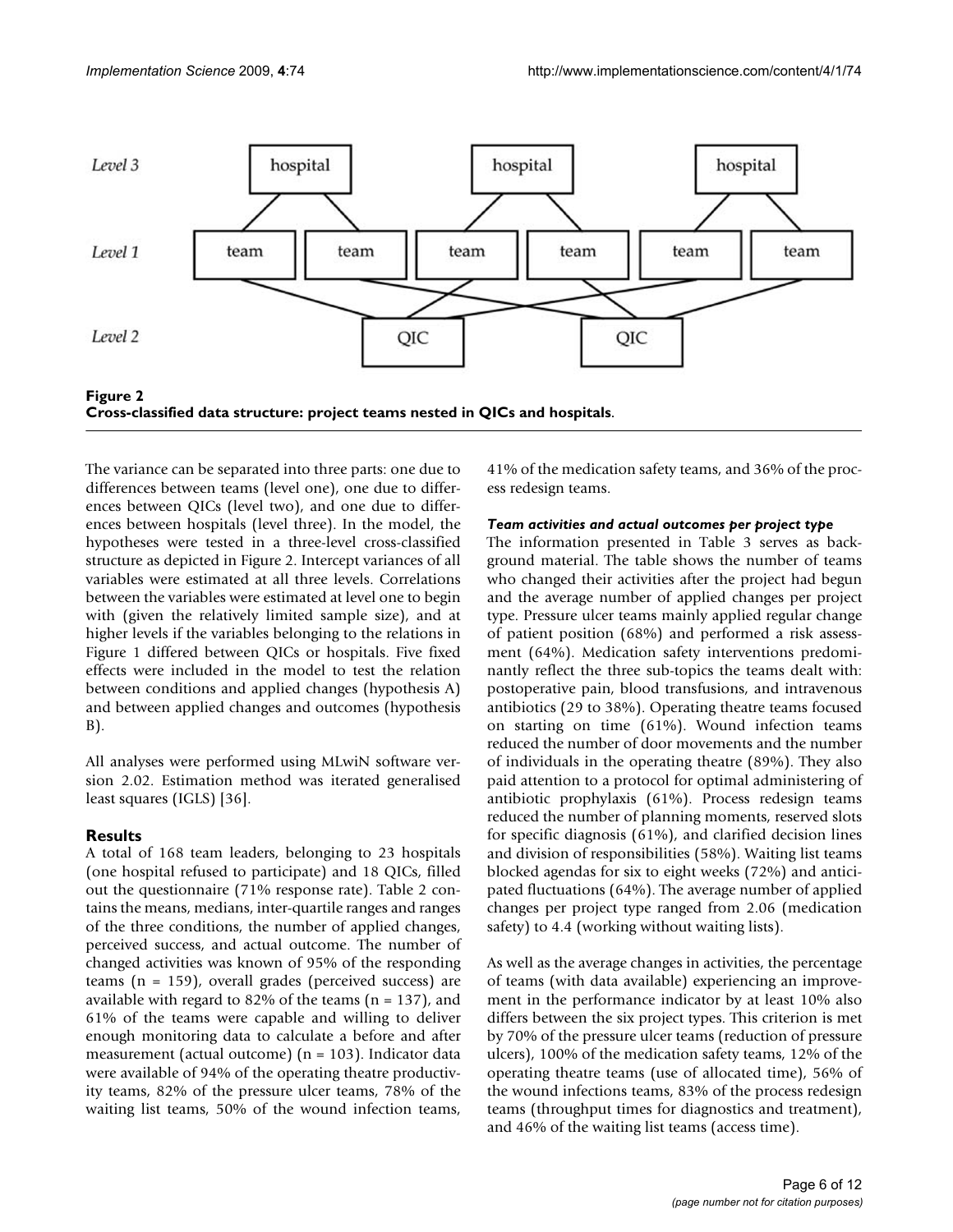**Figure 2**
**Cross-classified data structure: project teams nested in QICs and hospitals.**

The variance can be separated into three parts: one due to differences between teams (level one), one due to differences between QICs (level two), and one due to differences between hospitals (level three). In the model, the hypotheses were tested in a three-level cross-classified structure as depicted in Figure 2. Intercept variances of all variables were estimated at all three levels. Correlations between the variables were estimated at level one to begin with (given the relatively limited sample size), and at higher levels if the variables belonging to the relations in Figure 1 differed between QICs or hospitals. Five fixed effects were included in the model to test the relation between conditions and applied changes (hypothesis A) and between applied changes and outcomes (hypothesis B).

All analyses were performed using MLwiN software version 2.02. Estimation method was iterated generalised least squares (IGLS) [36].

## Results

A total of 168 team leaders, belonging to 23 hospitals (one hospital refused to participate) and 18 QICs, filled out the questionnaire (71% response rate). Table 2 contains the means, medians, inter-quartile ranges and ranges of the three conditions, the number of applied changes, perceived success, and actual outcome. The number of changed activities was known of 95% of the responding teams (n = 159), overall grades (perceived success) are available with regard to 82% of the teams (n = 137), and 61% of the teams were capable and willing to deliver enough monitoring data to calculate a before and after measurement (actual outcome) (n = 103). Indicator data were available of 94% of the operating theatre productivity teams, 82% of the pressure ulcer teams, 78% of the waiting list teams, 50% of the wound infection teams, 41% of the medication safety teams, and 36% of the process redesign teams.

### *Team activities and actual outcomes per project type*

The information presented in Table 3 serves as background material. The table shows the number of teams who changed their activities after the project had begun and the average number of applied changes per project type. Pressure ulcer teams mainly applied regular change of patient position (68%) and performed a risk assessment (64%). Medication safety interventions predominantly reflect the three sub-topics the teams dealt with: postoperative pain, blood transfusions, and intravenous antibiotics (29 to 38%). Operating theatre teams focused on starting on time (61%). Wound infection teams reduced the number of door movements and the number of individuals in the operating theatre (89%). They also paid attention to a protocol for optimal administering of antibiotic prophylaxis (61%). Process redesign teams reduced the number of planning moments, reserved slots for specific diagnosis (61%), and clarified decision lines and division of responsibilities (58%). Waiting list teams blocked agendas for six to eight weeks (72%) and anticipated fluctuations (64%). The average number of applied changes per project type ranged from 2.06 (medication safety) to 4.4 (working without waiting lists).

As well as the average changes in activities, the percentage of teams (with data available) experiencing an improvement in the performance indicator by at least 10% also differs between the six project types. This criterion is met by 70% of the pressure ulcer teams (reduction of pressure ulcers), 100% of the medication safety teams, 12% of the operating theatre teams (use of allocated time), 56% of the wound infections teams, 83% of the process redesign teams (throughput times for diagnostics and treatment), and 46% of the waiting list teams (access time).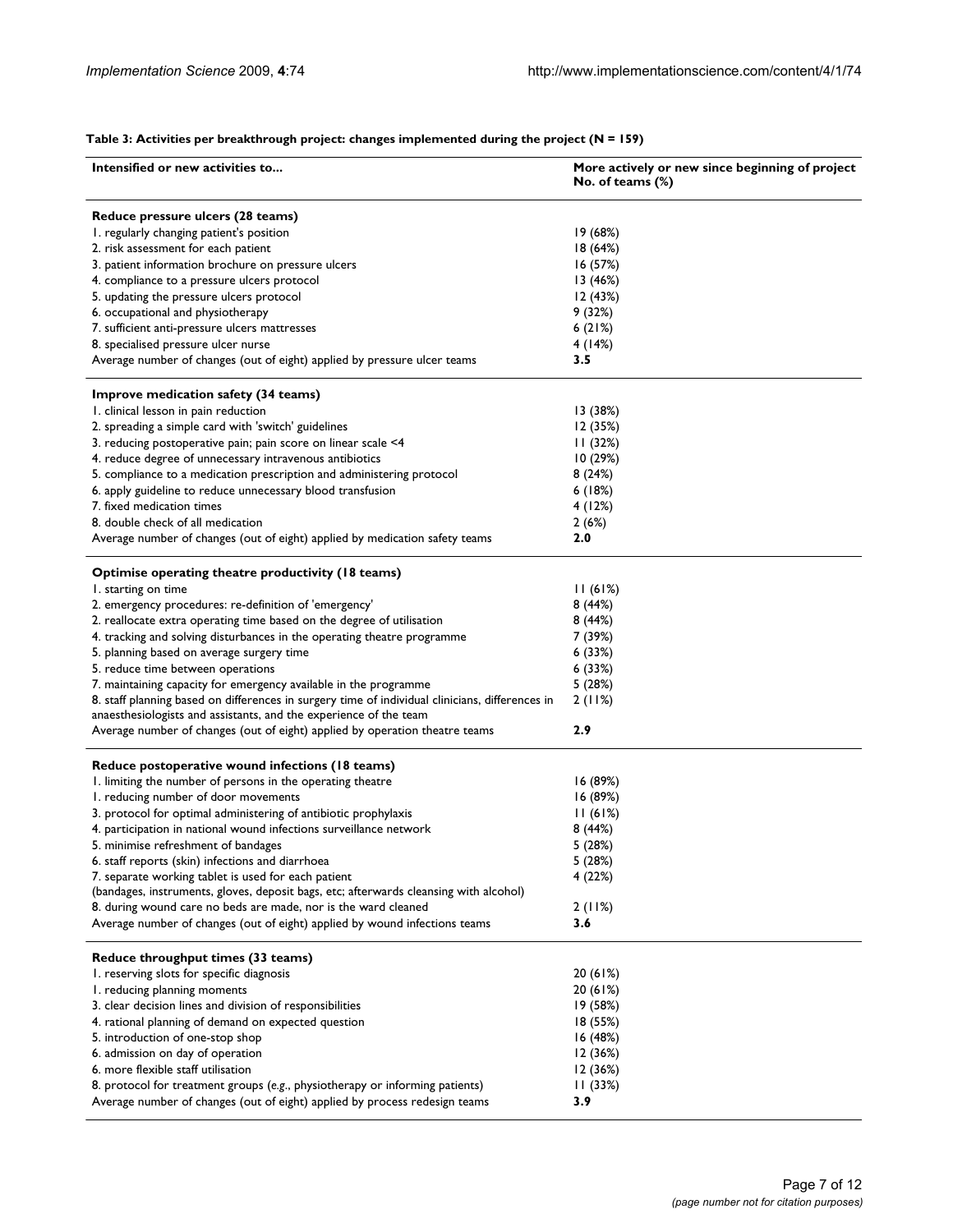**Table 3: Activities per breakthrough project: changes implemented during the project (N = 159)**

| Intensified or new activities to... | More actively or new since beginning of project No. of teams (%) |
|---|---|
| **Reduce pressure ulcers (28 teams)** | |
| 1. regularly changing patient's position | 19 (68%) |
| 2. risk assessment for each patient | 18 (64%) |
| 3. patient information brochure on pressure ulcers | 16 (57%) |
| 4. compliance to a pressure ulcers protocol | 13 (46%) |
| 5. updating the pressure ulcers protocol | 12 (43%) |
| 6. occupational and physiotherapy | 9 (32%) |
| 7. sufficient anti-pressure ulcers mattresses | 6 (21%) |
| 8. specialised pressure ulcer nurse | 4 (14%) |
| Average number of changes (out of eight) applied by pressure ulcer teams | **3.5** |
| **Improve medication safety (34 teams)** | |
| 1. clinical lesson in pain reduction | 13 (38%) |
| 2. spreading a simple card with 'switch' guidelines | 12 (35%) |
| 3. reducing postoperative pain; pain score on linear scale <4 | 11 (32%) |
| 4. reduce degree of unnecessary intravenous antibiotics | 10 (29%) |
| 5. compliance to a medication prescription and administering protocol | 8 (24%) |
| 6. apply guideline to reduce unnecessary blood transfusion | 6 (18%) |
| 7. fixed medication times | 4 (12%) |
| 8. double check of all medication | 2 (6%) |
| Average number of changes (out of eight) applied by medication safety teams | **2.0** |
| **Optimise operating theatre productivity (18 teams)** | |
| 1. starting on time | 11 (61%) |
| 2. emergency procedures: re-definition of 'emergency' | 8 (44%) |
| 2. reallocate extra operating time based on the degree of utilisation | 8 (44%) |
| 4. tracking and solving disturbances in the operating theatre programme | 7 (39%) |
| 5. planning based on average surgery time | 6 (33%) |
| 5. reduce time between operations | 6 (33%) |
| 7. maintaining capacity for emergency available in the programme | 5 (28%) |
| 8. staff planning based on differences in surgery time of individual clinicians, differences in anaesthesiologists and assistants, and the experience of the team | 2 (11%) |
| Average number of changes (out of eight) applied by operation theatre teams | **2.9** |
| **Reduce postoperative wound infections (18 teams)** | |
| 1. limiting the number of persons in the operating theatre | 16 (89%) |
| 1. reducing number of door movements | 16 (89%) |
| 3. protocol for optimal administering of antibiotic prophylaxis | 11 (61%) |
| 4. participation in national wound infections surveillance network | 8 (44%) |
| 5. minimise refreshment of bandages | 5 (28%) |
| 6. staff reports (skin) infections and diarrhoea | 5 (28%) |
| 7. separate working tablet is used for each patient (bandages, instruments, gloves, deposit bags, etc; afterwards cleansing with alcohol) | 4 (22%) |
| 8. during wound care no beds are made, nor is the ward cleaned | 2 (11%) |
| Average number of changes (out of eight) applied by wound infections teams | **3.6** |
| **Reduce throughput times (33 teams)** | |
| 1. reserving slots for specific diagnosis | 20 (61%) |
| 1. reducing planning moments | 20 (61%) |
| 3. clear decision lines and division of responsibilities | 19 (58%) |
| 4. rational planning of demand on expected question | 18 (55%) |
| 5. introduction of one-stop shop | 16 (48%) |
| 6. admission on day of operation | 12 (36%) |
| 6. more flexible staff utilisation | 12 (36%) |
| 8. protocol for treatment groups (e.g., physiotherapy or informing patients) | 11 (33%) |
| Average number of changes (out of eight) applied by process redesign teams | **3.9** |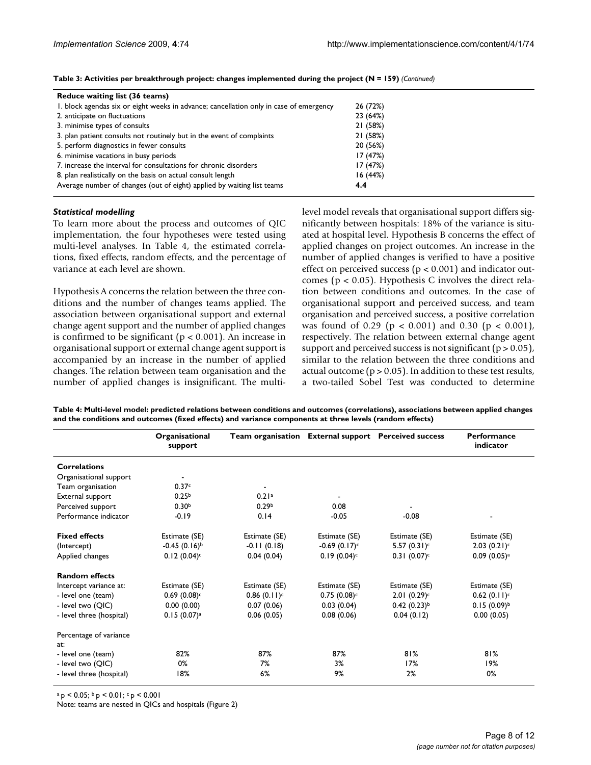**Table 3: Activities per breakthrough project: changes implemented during the project (N = 159)** *(Continued)*

| **Reduce waiting list (36 teams)** | |
|---|---|
| 1. block agendas six or eight weeks in advance; cancellation only in case of emergency | 26 (72%) |
| 2. anticipate on fluctuations | 23 (64%) |
| 3. minimise types of consults | 21 (58%) |
| 3. plan patient consults not routinely but in the event of complaints | 21 (58%) |
| 5. perform diagnostics in fewer consults | 20 (56%) |
| 6. minimise vacations in busy periods | 17 (47%) |
| 7. increase the interval for consultations for chronic disorders | 17 (47%) |
| 8. plan realistically on the basis on actual consult length | 16 (44%) |
| Average number of changes (out of eight) applied by waiting list teams | **4.4** |

### *Statistical modelling*

To learn more about the process and outcomes of QIC implementation, the four hypotheses were tested using multi-level analyses. In Table 4, the estimated correlations, fixed effects, random effects, and the percentage of variance at each level are shown.

Hypothesis A concerns the relation between the three conditions and the number of changes teams applied. The association between organisational support and external change agent support and the number of applied changes is confirmed to be significant ($p < 0.001$). An increase in organisational support or external change agent support is accompanied by an increase in the number of applied changes. The relation between team organisation and the number of applied changes is insignificant. The multi-level model reveals that organisational support differs significantly between hospitals: 18% of the variance is situated at hospital level. Hypothesis B concerns the effect of applied changes on project outcomes. An increase in the number of applied changes is verified to have a positive effect on perceived success ($p < 0.001$) and indicator outcomes ($p < 0.05$). Hypothesis C involves the direct relation between conditions and outcomes. In the case of organisational support and perceived success, and team organisation and perceived success, a positive correlation was found of 0.29 ($p < 0.001$) and 0.30 ($p < 0.001$), respectively. The relation between external change agent support and perceived success is not significant ($p > 0.05$), similar to the relation between the three conditions and actual outcome ($p > 0.05$). In addition to these test results, a two-tailed Sobel Test was conducted to determine

**Table 4: Multi-level model: predicted relations between conditions and outcomes (correlations), associations between applied changes and the conditions and outcomes (fixed effects) and variance components at three levels (random effects)**

| | Organisational support | Team organisation | External support | Perceived success | Performance indicator |
|---|---|---|---|---|---|
| **Correlations** | | | | | |
| Organisational support | - | | | | |
| Team organisation | 0.37[c] | - | | | |
| External support | 0.25[b] | 0.21[a] | - | | |
| Perceived support | 0.30[b] | 0.29[b] | 0.08 | - | |
| Performance indicator | -0.19 | 0.14 | -0.05 | -0.08 | - |
| **Fixed effects** | Estimate (SE) | Estimate (SE) | Estimate (SE) | Estimate (SE) | Estimate (SE) |
| (Intercept) | -0.45 (0.16)[b] | -0.11 (0.18) | -0.69 (0.17)[c] | 5.57 (0.31)[c] | 2.03 (0.21)[c] |
| Applied changes | 0.12 (0.04)[c] | 0.04 (0.04) | 0.19 (0.04)[c] | 0.31 (0.07)[c] | 0.09 (0.05)[a] |
| **Random effects** | | | | | |
| Intercept variance at: | Estimate (SE) | Estimate (SE) | Estimate (SE) | Estimate (SE) | Estimate (SE) |
| - level one (team) | 0.69 (0.08)[c] | 0.86 (0.11)[c] | 0.75 (0.08)[c] | 2.01 (0.29)[c] | 0.62 (0.11)[c] |
| - level two (QIC) | 0.00 (0.00) | 0.07 (0.06) | 0.03 (0.04) | 0.42 (0.23)[b] | 0.15 (0.09)[b] |
| - level three (hospital) | 0.15 (0.07)[a] | 0.06 (0.05) | 0.08 (0.06) | 0.04 (0.12) | 0.00 (0.05) |
| Percentage of variance at: | | | | | |
| - level one (team) | 82% | 87% | 87% | 81% | 81% |
| - level two (QIC) | 0% | 7% | 3% | 17% | 19% |
| - level three (hospital) | 18% | 6% | 9% | 2% | 0% |

[a] $p < 0.05$; [b] $p < 0.01$; [c] $p < 0.001$

Note: teams are nested in QICs and hospitals (Figure 2)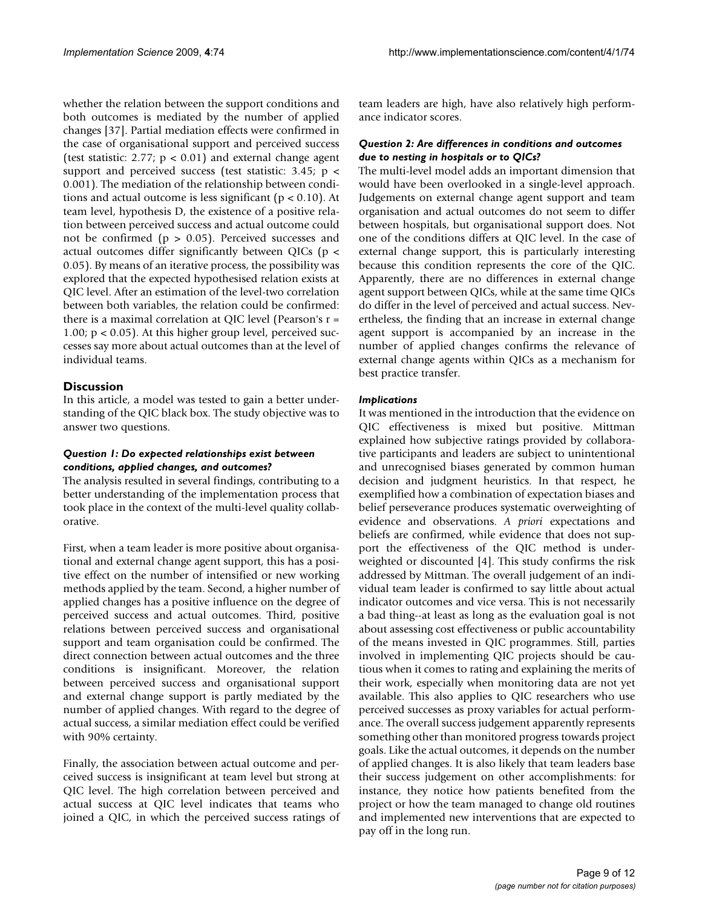whether the relation between the support conditions and both outcomes is mediated by the number of applied changes [37]. Partial mediation effects were confirmed in the case of organisational support and perceived success (test statistic: 2.77; $p < 0.01$) and external change agent support and perceived success (test statistic: 3.45; $p < 0.001$). The mediation of the relationship between conditions and actual outcome is less significant ($p < 0.10$). At team level, hypothesis D, the existence of a positive relation between perceived success and actual outcome could not be confirmed ($p > 0.05$). Perceived successes and actual outcomes differ significantly between QICs ($p < 0.05$). By means of an iterative process, the possibility was explored that the expected hypothesised relation exists at QIC level. After an estimation of the level-two correlation between both variables, the relation could be confirmed: there is a maximal correlation at QIC level (Pearson's $r = 1.00$; $p < 0.05$). At this higher group level, perceived successes say more about actual outcomes than at the level of individual teams.

## Discussion

In this article, a model was tested to gain a better understanding of the QIC black box. The study objective was to answer two questions.

### *Question 1: Do expected relationships exist between conditions, applied changes, and outcomes?*

The analysis resulted in several findings, contributing to a better understanding of the implementation process that took place in the context of the multi-level quality collaborative.

First, when a team leader is more positive about organisational and external change agent support, this has a positive effect on the number of intensified or new working methods applied by the team. Second, a higher number of applied changes has a positive influence on the degree of perceived success and actual outcomes. Third, positive relations between perceived success and organisational support and team organisation could be confirmed. The direct connection between actual outcomes and the three conditions is insignificant. Moreover, the relation between perceived success and organisational support and external change support is partly mediated by the number of applied changes. With regard to the degree of actual success, a similar mediation effect could be verified with 90% certainty.

Finally, the association between actual outcome and perceived success is insignificant at team level but strong at QIC level. The high correlation between perceived and actual success at QIC level indicates that teams who joined a QIC, in which the perceived success ratings of team leaders are high, have also relatively high performance indicator scores.

### *Question 2: Are differences in conditions and outcomes due to nesting in hospitals or to QICs?*

The multi-level model adds an important dimension that would have been overlooked in a single-level approach. Judgements on external change agent support and team organisation and actual outcomes do not seem to differ between hospitals, but organisational support does. Not one of the conditions differs at QIC level. In the case of external change support, this is particularly interesting because this condition represents the core of the QIC. Apparently, there are no differences in external change agent support between QICs, while at the same time QICs do differ in the level of perceived and actual success. Nevertheless, the finding that an increase in external change agent support is accompanied by an increase in the number of applied changes confirms the relevance of external change agents within QICs as a mechanism for best practice transfer.

### *Implications*

It was mentioned in the introduction that the evidence on QIC effectiveness is mixed but positive. Mittman explained how subjective ratings provided by collaborative participants and leaders are subject to unintentional and unrecognised biases generated by common human decision and judgment heuristics. In that respect, he exemplified how a combination of expectation biases and belief perseverance produces systematic overweighting of evidence and observations. *A priori* expectations and beliefs are confirmed, while evidence that does not support the effectiveness of the QIC method is underweighted or discounted [4]. This study confirms the risk addressed by Mittman. The overall judgement of an individual team leader is confirmed to say little about actual indicator outcomes and vice versa. This is not necessarily a bad thing--at least as long as the evaluation goal is not about assessing cost effectiveness or public accountability of the means invested in QIC programmes. Still, parties involved in implementing QIC projects should be cautious when it comes to rating and explaining the merits of their work, especially when monitoring data are not yet available. This also applies to QIC researchers who use perceived successes as proxy variables for actual performance. The overall success judgement apparently represents something other than monitored progress towards project goals. Like the actual outcomes, it depends on the number of applied changes. It is also likely that team leaders base their success judgement on other accomplishments: for instance, they notice how patients benefited from the project or how the team managed to change old routines and implemented new interventions that are expected to pay off in the long run.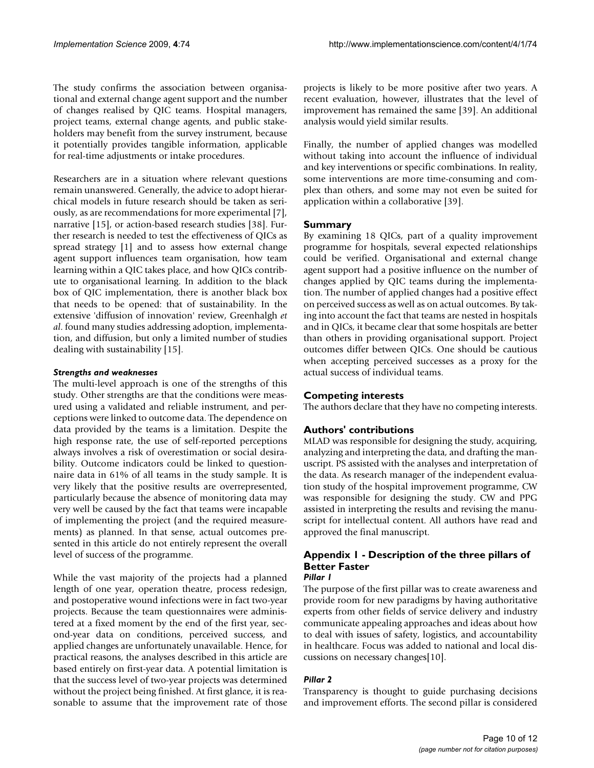The study confirms the association between organisational and external change agent support and the number of changes realised by QIC teams. Hospital managers, project teams, external change agents, and public stakeholders may benefit from the survey instrument, because it potentially provides tangible information, applicable for real-time adjustments or intake procedures.

Researchers are in a situation where relevant questions remain unanswered. Generally, the advice to adopt hierarchical models in future research should be taken as seriously, as are recommendations for more experimental [7], narrative [15], or action-based research studies [38]. Further research is needed to test the effectiveness of QICs as spread strategy [1] and to assess how external change agent support influences team organisation, how team learning within a QIC takes place, and how QICs contribute to organisational learning. In addition to the black box of QIC implementation, there is another black box that needs to be opened: that of sustainability. In the extensive 'diffusion of innovation' review, Greenhalgh *et al*. found many studies addressing adoption, implementation, and diffusion, but only a limited number of studies dealing with sustainability [15].

#### *Strengths and weaknesses*

The multi-level approach is one of the strengths of this study. Other strengths are that the conditions were measured using a validated and reliable instrument, and perceptions were linked to outcome data. The dependence on data provided by the teams is a limitation. Despite the high response rate, the use of self-reported perceptions always involves a risk of overestimation or social desirability. Outcome indicators could be linked to questionnaire data in 61% of all teams in the study sample. It is very likely that the positive results are overrepresented, particularly because the absence of monitoring data may very well be caused by the fact that teams were incapable of implementing the project (and the required measurements) as planned. In that sense, actual outcomes presented in this article do not entirely represent the overall level of success of the programme.

While the vast majority of the projects had a planned length of one year, operation theatre, process redesign, and postoperative wound infections were in fact two-year projects. Because the team questionnaires were administered at a fixed moment by the end of the first year, second-year data on conditions, perceived success, and applied changes are unfortunately unavailable. Hence, for practical reasons, the analyses described in this article are based entirely on first-year data. A potential limitation is that the success level of two-year projects was determined without the project being finished. At first glance, it is reasonable to assume that the improvement rate of those projects is likely to be more positive after two years. A recent evaluation, however, illustrates that the level of improvement has remained the same [39]. An additional analysis would yield similar results.

Finally, the number of applied changes was modelled without taking into account the influence of individual and key interventions or specific combinations. In reality, some interventions are more time-consuming and complex than others, and some may not even be suited for application within a collaborative [39].

## Summary

By examining 18 QICs, part of a quality improvement programme for hospitals, several expected relationships could be verified. Organisational and external change agent support had a positive influence on the number of changes applied by QIC teams during the implementation. The number of applied changes had a positive effect on perceived success as well as on actual outcomes. By taking into account the fact that teams are nested in hospitals and in QICs, it became clear that some hospitals are better than others in providing organisational support. Project outcomes differ between QICs. One should be cautious when accepting perceived successes as a proxy for the actual success of individual teams.

## Competing interests

The authors declare that they have no competing interests.

## Authors' contributions

MLAD was responsible for designing the study, acquiring, analyzing and interpreting the data, and drafting the manuscript. PS assisted with the analyses and interpretation of the data. As research manager of the independent evaluation study of the hospital improvement programme, CW was responsible for designing the study. CW and PPG assisted in interpreting the results and revising the manuscript for intellectual content. All authors have read and approved the final manuscript.

## Appendix 1 - Description of the three pillars of Better Faster

#### *Pillar 1*

The purpose of the first pillar was to create awareness and provide room for new paradigms by having authoritative experts from other fields of service delivery and industry communicate appealing approaches and ideas about how to deal with issues of safety, logistics, and accountability in healthcare. Focus was added to national and local discussions on necessary changes[10].

#### *Pillar 2*

Transparency is thought to guide purchasing decisions and improvement efforts. The second pillar is considered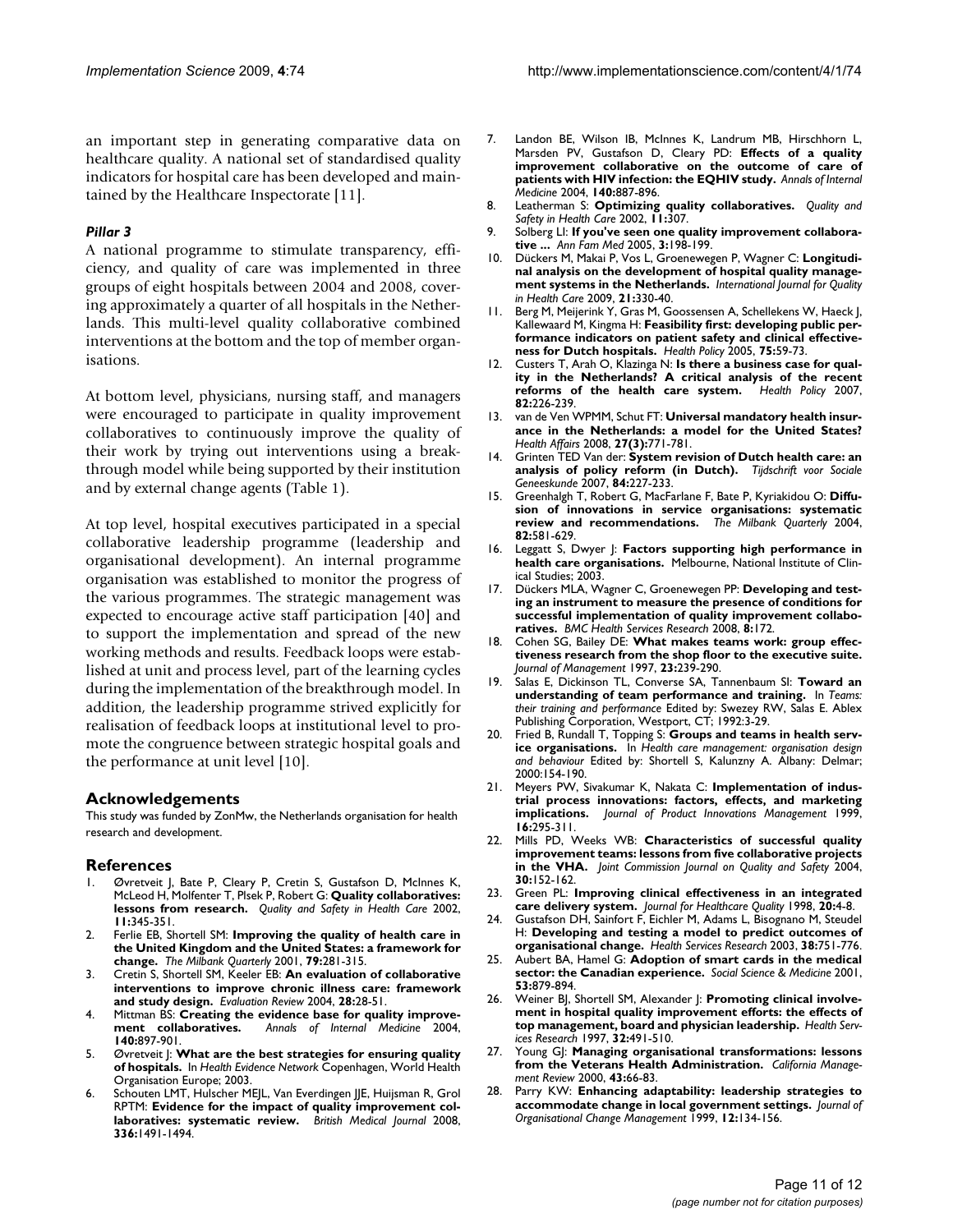an important step in generating comparative data on healthcare quality. A national set of standardised quality indicators for hospital care has been developed and maintained by the Healthcare Inspectorate [11].

### *Pillar 3*

A national programme to stimulate transparency, efficiency, and quality of care was implemented in three groups of eight hospitals between 2004 and 2008, covering approximately a quarter of all hospitals in the Netherlands. This multi-level quality collaborative combined interventions at the bottom and the top of member organisations.

At bottom level, physicians, nursing staff, and managers were encouraged to participate in quality improvement collaboratives to continuously improve the quality of their work by trying out interventions using a breakthrough model while being supported by their institution and by external change agents (Table 1).

At top level, hospital executives participated in a special collaborative leadership programme (leadership and organisational development). An internal programme organisation was established to monitor the progress of the various programmes. The strategic management was expected to encourage active staff participation [40] and to support the implementation and spread of the new working methods and results. Feedback loops were established at unit and process level, part of the learning cycles during the implementation of the breakthrough model. In addition, the leadership programme strived explicitly for realisation of feedback loops at institutional level to promote the congruence between strategic hospital goals and the performance at unit level [10].

## Acknowledgements

This study was funded by ZonMw, the Netherlands organisation for health research and development.

## References

1. Øvretveit J, Bate P, Cleary P, Cretin S, Gustafson D, McInnes K, McLeod H, Molfenter T, Plsek P, Robert G: **Quality collaboratives: lessons from research.** *Quality and Safety in Health Care* 2002, **11:**345-351.
2. Ferlie EB, Shortell SM: **Improving the quality of health care in the United Kingdom and the United States: a framework for change.** *The Milbank Quarterly* 2001, **79:**281-315.
3. Cretin S, Shortell SM, Keeler EB: **An evaluation of collaborative interventions to improve chronic illness care: framework and study design.** *Evaluation Review* 2004, **28:**28-51.
4. Mittman BS: **Creating the evidence base for quality improvement collaboratives.** *Annals of Internal Medicine* 2004, **140:**897-901.
5. Øvretveit J: **What are the best strategies for ensuring quality of hospitals.** In *Health Evidence Network* Copenhagen, World Health Organisation Europe; 2003.
6. Schouten LMT, Hulscher MEJL, Van Everdingen JJE, Huijsman R, Grol RPTM: **Evidence for the impact of quality improvement collaboratives: systematic review.** *British Medical Journal* 2008, **336:**1491-1494.
7. Landon BE, Wilson IB, McInnes K, Landrum MB, Hirschhorn L, Marsden PV, Gustafson D, Cleary PD: **Effects of a quality improvement collaborative on the outcome of care of patients with HIV infection: the EQHIV study.** *Annals of Internal Medicine* 2004, **140:**887-896.
8. Leatherman S: **Optimizing quality collaboratives.** *Quality and Safety in Health Care* 2002, **11:**307.
9. Solberg LI: **If you've seen one quality improvement collaborative ...** *Ann Fam Med* 2005, **3:**198-199.
10. Dückers M, Makai P, Vos L, Groenewegen P, Wagner C: **Longitudinal analysis on the development of hospital quality management systems in the Netherlands.** *International Journal for Quality in Health Care* 2009, **21:**330-40.
11. Berg M, Meijerink Y, Gras M, Goossensen A, Schellekens W, Haeck J, Kallewaard M, Kingma H: **Feasibility first: developing public performance indicators on patient safety and clinical effectiveness for Dutch hospitals.** *Health Policy* 2005, **75:**59-73.
12. Custers T, Arah O, Klazinga N: **Is there a business case for quality in the Netherlands? A critical analysis of the recent reforms of the health care system.** *Health Policy* 2007, **82:**226-239.
13. van de Ven WPMM, Schut FT: **Universal mandatory health insurance in the Netherlands: a model for the United States?** *Health Affairs* 2008, **27(3):**771-781.
14. Grinten TED Van der: **System revision of Dutch health care: an analysis of policy reform (in Dutch).** *Tijdschrift voor Sociale Geneeskunde* 2007, **84:**227-233.
15. Greenhalgh T, Robert G, MacFarlane F, Bate P, Kyriakidou O: **Diffusion of innovations in service organisations: systematic review and recommendations.** *The Milbank Quarterly* 2004, **82:**581-629.
16. Leggatt S, Dwyer J: **Factors supporting high performance in health care organisations.** Melbourne, National Institute of Clinical Studies; 2003.
17. Dückers MLA, Wagner C, Groenewegen PP: **Developing and testing an instrument to measure the presence of conditions for successful implementation of quality improvement collaboratives.** *BMC Health Services Research* 2008, **8:**172.
18. Cohen SG, Bailey DE: **What makes teams work: group effectiveness research from the shop floor to the executive suite.** *Journal of Management* 1997, **23:**239-290.
19. Salas E, Dickinson TL, Converse SA, Tannenbaum SI: **Toward an understanding of team performance and training.** In *Teams: their training and performance* Edited by: Swezey RW, Salas E. Ablex Publishing Corporation, Westport, CT; 1992:3-29.
20. Fried B, Rundall T, Topping S: **Groups and teams in health service organisations.** In *Health care management: organisation design and behaviour* Edited by: Shortell S, Kalunzny A. Albany: Delmar; 2000:154-190.
21. Meyers PW, Sivakumar K, Nakata C: **Implementation of industrial process innovations: factors, effects, and marketing implications.** *Journal of Product Innovations Management* 1999, **16:**295-311.
22. Mills PD, Weeks WB: **Characteristics of successful quality improvement teams: lessons from five collaborative projects in the VHA.** *Joint Commission Journal on Quality and Safety* 2004, **30:**152-162.
23. Green PL: **Improving clinical effectiveness in an integrated care delivery system.** *Journal for Healthcare Quality* 1998, **20:**4-8.
24. Gustafson DH, Sainfort F, Eichler M, Adams L, Bisognano M, Steudel H: **Developing and testing a model to predict outcomes of organisational change.** *Health Services Research* 2003, **38:**751-776.
25. Aubert BA, Hamel G: **Adoption of smart cards in the medical sector: the Canadian experience.** *Social Science & Medicine* 2001, **53:**879-894.
26. Weiner BJ, Shortell SM, Alexander J: **Promoting clinical involvement in hospital quality improvement efforts: the effects of top management, board and physician leadership.** *Health Services Research* 1997, **32:**491-510.
27. Young GJ: **Managing organisational transformations: lessons from the Veterans Health Administration.** *California Management Review* 2000, **43:**66-83.
28. Parry KW: **Enhancing adaptability: leadership strategies to accommodate change in local government settings.** *Journal of Organisational Change Management* 1999, **12:**134-156.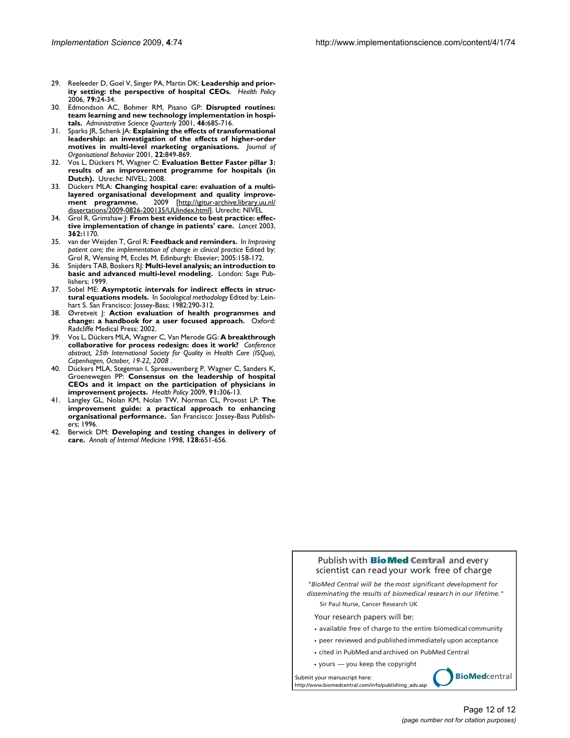29. Reeleeder D, Goel V, Singer PA, Martin DK: **Leadership and priority setting: the perspective of hospital CEOs.** *Health Policy* 2006, **79:**24-34.
30. Edmondson AC, Bohmer RM, Pisano GP: **Disrupted routines: team learning and new technology implementation in hospitals.** *Administrative Science Quarterly* 2001, **46:**685-716.
31. Sparks JR, Schenk JA: **Explaining the effects of transformational leadership: an investigation of the effects of higher-order motives in multi-level marketing organisations.** *Journal of Organisational Behavior* 2001, **22:**849-869.
32. Vos L, Dückers M, Wagner C: **Evaluation Better Faster pillar 3: results of an improvement programme for hospitals (in Dutch).** Utrecht: NIVEL; 2008.
33. Dückers MLA: **Changing hospital care: evaluation of a multi-layered organisational development and quality improvement programme.** 2009 [http://igitur-archive.library.uu.nl/dissertations/2009-0826-200135/UUindex.html]. Utrecht: NIVEL
34. Grol R, Grimshaw J: **From best evidence to best practice: effective implementation of change in patients' care.** *Lancet* 2003, **362:**1170.
35. van der Weijden T, Grol R: **Feedback and reminders.** In *Improving patient care; the implementation of change in clinical practice* Edited by: Grol R, Wensing M, Eccles M. Edinburgh: Elsevier; 2005:158-172.
36. Snijders TAB, Boskers RJ: **Multi-level analysis; an introduction to basic and advanced multi-level modeling.** London: Sage Publishers; 1999.
37. Sobel ME: **Asymptotic intervals for indirect effects in structural equations models.** In *Sociological methodology* Edited by: Leinhart S. San Francisco: Jossey-Bass; 1982:290-312.
38. Øvretveit J: **Action evaluation of health programmes and change: a handbook for a user focused approach.** Oxford: Radcliffe Medical Press; 2002.
39. Vos L, Dückers MLA, Wagner C, Van Merode GG: **A breakthrough collaborative for process redesign: does it work?** *Conference abstract, 25th International Society for Quality in Health Care (ISQua), Copenhagen, October, 19-22, 2008* .
40. Dückers MLA, Stegeman I, Spreeuwenberg P, Wagner C, Sanders K, Groenewegen PP: **Consensus on the leadership of hospital CEOs and it impact on the participation of physicians in improvement projects.** *Health Policy* 2009, **91:**306-13.
41. Langley GL, Nolan KM, Nolan TW, Norman CL, Provost LP: **The improvement guide: a practical approach to enhancing organisational performance.** San Francisco: Jossey-Bass Publishers; 1996.
42. Berwick DM: **Developing and testing changes in delivery of care.** *Annals of Internal Medicine* 1998, **128:**651-656.

Publish with **BioMed Central** and every scientist can read your work free of charge

*"BioMed Central will be the most significant development for disseminating the results of biomedical research in our lifetime."*

Sir Paul Nurse, Cancer Research UK

Your research papers will be:

- available free of charge to the entire biomedical community
- peer reviewed and published immediately upon acceptance
- cited in PubMed and archived on PubMed Central
- yours — you keep the copyright

Submit your manuscript here:
http://www.biomedcentral.com/info/publishing_adv.asp

**BioMed**central